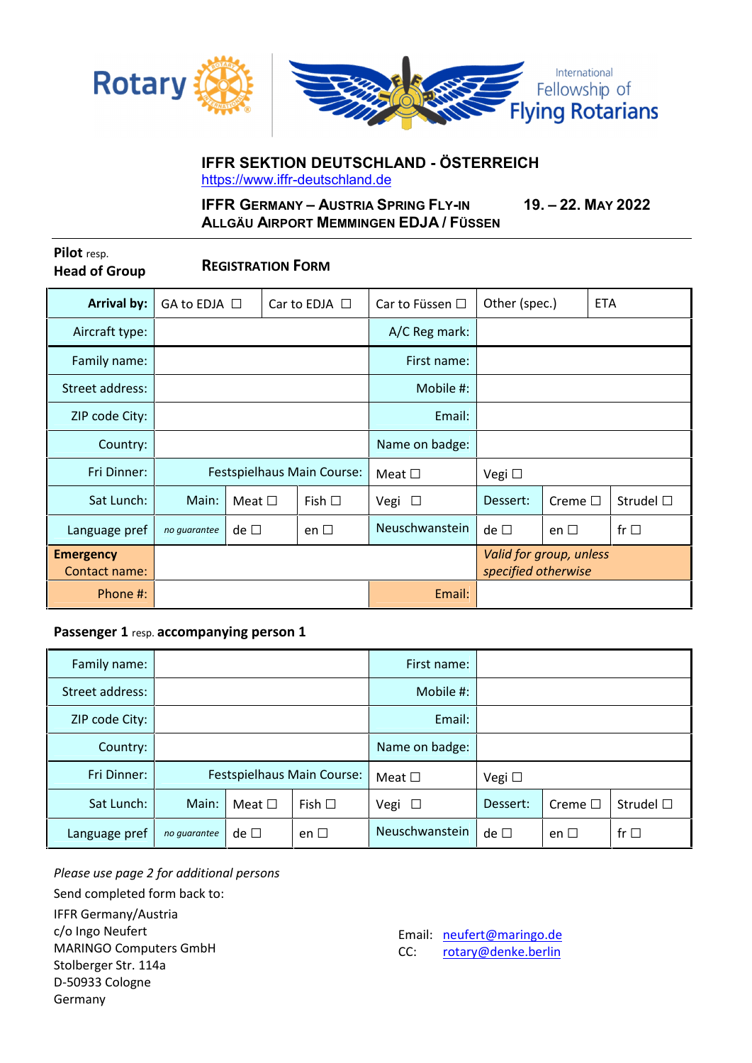Rotary | International Fellowship of Flying Rotarians

## IFFR SEKTION DEUTSCHLAND - ÖSTERREICH

https://www.iffr-deutschland.de

**IFFR GERMANY – AUSTRIA SPRING FLY-IN** **19. – 22. MAY 2022**
**ALLGÄU AIRPORT MEMMINGEN EDJA / FÜSSEN**

**Pilot** resp.
**Head of Group**

### REGISTRATION FORM

| | | | | | | |
|---|---|---|---|---|---|---|
| **Arrival by:** | GA to EDJA ☐ | Car to EDJA ☐ | Car to Füssen ☐ | Other (spec.) | ETA | |
| Aircraft type: | | | A/C Reg mark: | | | |
| Family name: | | | First name: | | | |
| Street address: | | | Mobile #: | | | |
| ZIP code City: | | | Email: | | | |
| Country: | | | Name on badge: | | | |
| Fri Dinner: | Festspielhaus Main Course: | | Meat ☐ | Vegi ☐ | | |
| Sat Lunch: | Main: | Meat ☐ Fish ☐ | Vegi ☐ | Dessert: | Creme ☐ | Strudel ☐ |
| Language pref | *no guarantee* | de ☐ en ☐ | Neuschwanstein | de ☐ | en ☐ | fr ☐ |
| **Emergency** Contact name: | | | | *Valid for group, unless specified otherwise* | | |
| Phone #: | | | Email: | | | |

**Passenger 1** resp. **accompanying person 1**

| | | | | | | |
|---|---|---|---|---|---|---|
| Family name: | | | First name: | | | |
| Street address: | | | Mobile #: | | | |
| ZIP code City: | | | Email: | | | |
| Country: | | | Name on badge: | | | |
| Fri Dinner: | Festspielhaus Main Course: | | Meat ☐ | Vegi ☐ | | |
| Sat Lunch: | Main: | Meat ☐ Fish ☐ | Vegi ☐ | Dessert: | Creme ☐ | Strudel ☐ |
| Language pref | *no guarantee* | de ☐ en ☐ | Neuschwanstein | de ☐ | en ☐ | fr ☐ |

*Please use page 2 for additional persons*

Send completed form back to:

IFFR Germany/Austria
c/o Ingo Neufert
MARINGO Computers GmbH
Stolberger Str. 114a
D-50933 Cologne
Germany

Email: neufert@maringo.de
CC: rotary@denke.berlin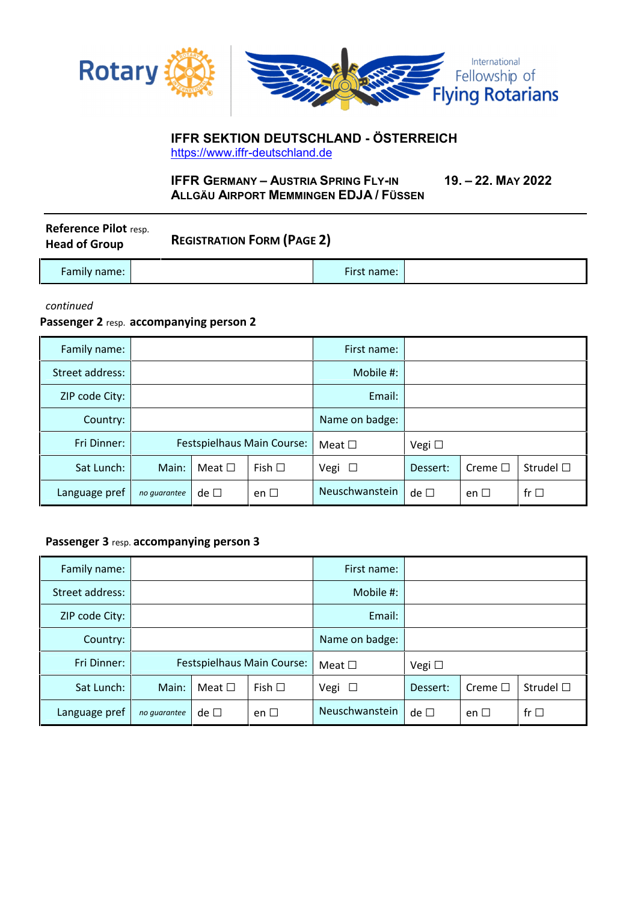Rotary | International Fellowship of Flying Rotarians

## IFFR SEKTION DEUTSCHLAND - ÖSTERREICH

https://www.iffr-deutschland.de

**IFFR GERMANY – AUSTRIA SPRING FLY-IN**
**ALLGÄU AIRPORT MEMMINGEN EDJA / FÜSSEN** **19. – 22. MAY 2022**

**Reference Pilot** resp. **Head of Group** **REGISTRATION FORM (PAGE 2)**

| Family name: | | First name: | |
|---|---|---|---|

*continued*

**Passenger 2** resp. **accompanying person 2**

| | | | | | | | |
|---|---|---|---|---|---|---|---|
| Family name: | | | | First name: | | | |
| Street address: | | | | Mobile #: | | | |
| ZIP code City: | | | | Email: | | | |
| Country: | | | | Name on badge: | | | |
| Fri Dinner: | Festspielhaus Main Course: | | | Meat ☐ | Vegi ☐ | | |
| Sat Lunch: | Main: | Meat ☐ | Fish ☐ | Vegi ☐ | Dessert: | Creme ☐ | Strudel ☐ |
| Language pref | *no guarantee* | de ☐ | en ☐ | Neuschwanstein | de ☐ | en ☐ | fr ☐ |

**Passenger 3** resp. **accompanying person 3**

| | | | | | | | |
|---|---|---|---|---|---|---|---|
| Family name: | | | | First name: | | | |
| Street address: | | | | Mobile #: | | | |
| ZIP code City: | | | | Email: | | | |
| Country: | | | | Name on badge: | | | |
| Fri Dinner: | Festspielhaus Main Course: | | | Meat ☐ | Vegi ☐ | | |
| Sat Lunch: | Main: | Meat ☐ | Fish ☐ | Vegi ☐ | Dessert: | Creme ☐ | Strudel ☐ |
| Language pref | *no guarantee* | de ☐ | en ☐ | Neuschwanstein | de ☐ | en ☐ | fr ☐ |